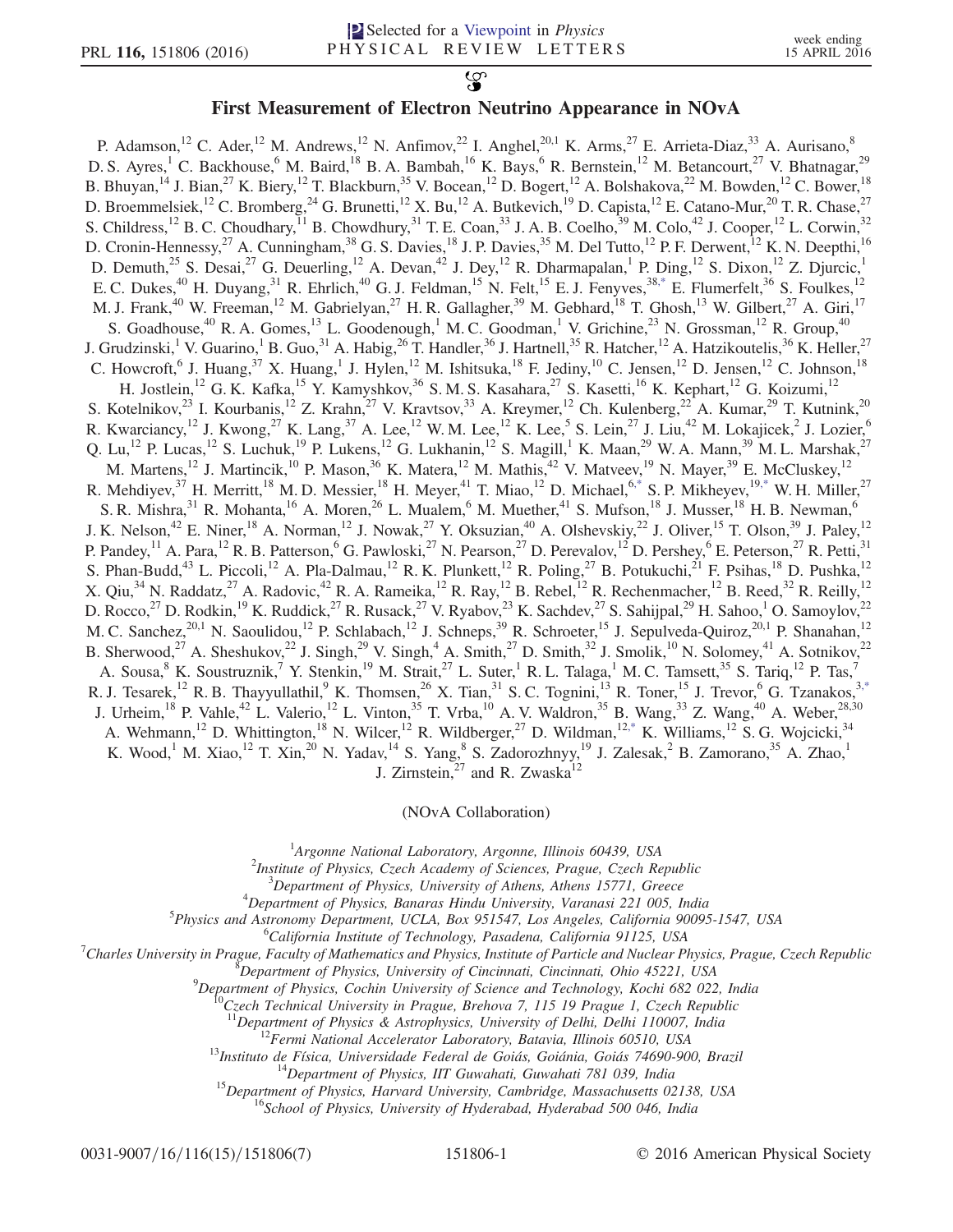# First Measurement of Electron Neutrino Appearance in NOvA

P. Adamson,[12] C. Ader,[12] M. Andrews,[12] N. Anfimov,[22] I. Anghel,[20,1] K. Arms,[27] E. Arrieta-Diaz,[33] A. Aurisano,[8] D. S. Ayres,[1] C. Backhouse,[6] M. Baird,[18] B. A. Bambah,[16] K. Bays,[6] R. Bernstein,[12] M. Betancourt,[27] V. Bhatnagar,[29] B. Bhuyan,[14] J. Bian,[27] K. Biery,[12] T. Blackburn,[35] V. Bocean,[12] D. Bogert,[12] A. Bolshakova,[22] M. Bowden,[12] C. Bower,[18] D. Broemmelsiek,[12] C. Bromberg,[24] G. Brunetti,[12] X. Bu,[12] A. Butkevich,[19] D. Capista,[12] E. Catano-Mur,[20] T. R. Chase,[27] S. Childress,[12] B. C. Choudhary,[11] B. Chowdhury,[31] T. E. Coan,[33] J. A. B. Coelho,[39] M. Colo,[42] J. Cooper,[12] L. Corwin,[32] D. Cronin-Hennessy,[27] A. Cunningham,[38] G. S. Davies,[18] J. P. Davies,[35] M. Del Tutto,[12] P. F. Derwent,[12] K. N. Deepthi,[16] D. Demuth,[25] S. Desai,[27] G. Deuerling,[12] A. Devan,[42] J. Dey,[12] R. Dharmapalan,[1] P. Ding,[12] S. Dixon,[12] Z. Djurcic,[1] E. C. Dukes,[40] H. Duyang,[31] R. Ehrlich,[40] G. J. Feldman,[15] N. Felt,[15] E. J. Fenyves,[38,*] E. Flumerfelt,[36] S. Foulkes,[12] M. J. Frank,[40] W. Freeman,[12] M. Gabrielyan,[27] H. R. Gallagher,[39] M. Gebhard,[18] T. Ghosh,[13] W. Gilbert,[27] A. Giri,[17] S. Goadhouse,[40] R. A. Gomes,[13] L. Goodenough,[1] M. C. Goodman,[1] V. Grichine,[23] N. Grossman,[12] R. Group,[40] J. Grudzinski,[1] V. Guarino,[1] B. Guo,[31] A. Habig,[26] T. Handler,[36] J. Hartnell,[35] R. Hatcher,[12] A. Hatzikoutelis,[36] K. Heller,[27] C. Howcroft,[6] J. Huang,[37] X. Huang,[1] J. Hylen,[12] M. Ishitsuka,[18] F. Jediny,[10] C. Jensen,[12] D. Jensen,[12] C. Johnson,[18] H. Jostlein,[12] G. K. Kafka,[15] Y. Kamyshkov,[36] S. M. S. Kasahara,[27] S. Kasetti,[16] K. Kephart,[12] G. Koizumi,[12] S. Kotelnikov,[23] I. Kourbanis,[12] Z. Krahn,[27] V. Kravtsov,[33] A. Kreymer,[12] Ch. Kulenberg,[22] A. Kumar,[29] T. Kutnink,[20] R. Kwarciancy,[12] J. Kwong,[27] K. Lang,[37] A. Lee,[12] W. M. Lee,[12] K. Lee,[5] S. Lein,[27] J. Liu,[42] M. Lokajicek,[2] J. Lozier,[6] Q. Lu,[12] P. Lucas,[12] S. Luchuk,[19] P. Lukens,[12] G. Lukhanin,[12] S. Magill,[1] K. Maan,[29] W. A. Mann,[39] M. L. Marshak,[27] M. Martens,[12] J. Martincik,[10] P. Mason,[36] K. Matera,[12] M. Mathis,[42] V. Matveev,[19] N. Mayer,[39] E. McCluskey,[12] R. Mehdiyev,[37] H. Merritt,[18] M. D. Messier,[18] H. Meyer,[41] T. Miao,[12] D. Michael,[6,*] S. P. Mikheyev,[19,*] W. H. Miller,[27] S. R. Mishra,[31] R. Mohanta,[16] A. Moren,[26] L. Mualem,[6] M. Muether,[41] S. Mufson,[18] J. Musser,[18] H. B. Newman,[6] J. K. Nelson,[42] E. Niner,[18] A. Norman,[12] J. Nowak,[27] Y. Oksuzian,[40] A. Olshevskiy,[22] J. Oliver,[15] T. Olson,[39] J. Paley,[12] P. Pandey,[11] A. Para,[12] R. B. Patterson,[6] G. Pawloski,[27] N. Pearson,[27] D. Perevalov,[12] D. Pershey,[6] E. Peterson,[27] R. Petti,[31] S. Phan-Budd,[43] L. Piccoli,[12] A. Pla-Dalmau,[12] R. K. Plunkett,[12] R. Poling,[27] B. Potukuchi,[21] F. Psihas,[18] D. Pushka,[12] X. Qiu,[34] N. Raddatz,[27] A. Radovic,[42] R. A. Rameika,[12] R. Ray,[12] B. Rebel,[12] R. Rechenmacher,[12] B. Reed,[32] R. Reilly,[12] D. Rocco,[27] D. Rodkin,[19] K. Ruddick,[27] R. Rusack,[27] V. Ryabov,[23] K. Sachdev,[27] S. Sahijpal,[29] H. Sahoo,[1] O. Samoylov,[22] M. C. Sanchez,[20,1] N. Saoulidou,[12] P. Schlabach,[12] J. Schneps,[39] R. Schroeter,[15] J. Sepulveda-Quiroz,[20,1] P. Shanahan,[12] B. Sherwood,[27] A. Sheshukov,[22] J. Singh,[29] V. Singh,[4] A. Smith,[27] D. Smith,[32] J. Smolik,[10] N. Solomey,[41] A. Sotnikov,[22] A. Sousa,[8] K. Soustruznik,[7] Y. Stenkin,[19] M. Strait,[27] L. Suter,[1] R. L. Talaga,[1] M. C. Tamsett,[35] S. Tariq,[12] P. Tas,[7] R. J. Tesarek,[12] R. B. Thayyullathil,[9] K. Thomsen,[26] X. Tian,[31] S. C. Tognini,[13] R. Toner,[15] J. Trevor,[6] G. Tzanakos,[3,*] J. Urheim,[18] P. Vahle,[42] L. Valerio,[12] L. Vinton,[35] T. Vrba,[10] A. V. Waldron,[35] B. Wang,[33] Z. Wang,[40] A. Weber,[28,30] A. Wehmann,[12] D. Whittington,[18] N. Wilcer,[12] R. Wildberger,[27] D. Wildman,[12,*] K. Williams,[12] S. G. Wojcicki,[34] K. Wood,[1] M. Xiao,[12] T. Xin,[20] N. Yadav,[14] S. Yang,[8] S. Zadorozhnyy,[19] J. Zalesak,[2] B. Zamorano,[35] A. Zhao,[1] J. Zirnstein,[27] and R. Zwaska[12]

(NOvA Collaboration)

[1] *Argonne National Laboratory, Argonne, Illinois 60439, USA*
[2] *Institute of Physics, Czech Academy of Sciences, Prague, Czech Republic*
[3] *Department of Physics, University of Athens, Athens 15771, Greece*
[4] *Department of Physics, Banaras Hindu University, Varanasi 221 005, India*
[5] *Physics and Astronomy Department, UCLA, Box 951547, Los Angeles, California 90095-1547, USA*
[6] *California Institute of Technology, Pasadena, California 91125, USA*
[7] *Charles University in Prague, Faculty of Mathematics and Physics, Institute of Particle and Nuclear Physics, Prague, Czech Republic*
[8] *Department of Physics, University of Cincinnati, Cincinnati, Ohio 45221, USA*
[9] *Department of Physics, Cochin University of Science and Technology, Kochi 682 022, India*
[10] *Czech Technical University in Prague, Brehova 7, 115 19 Prague 1, Czech Republic*
[11] *Department of Physics & Astrophysics, University of Delhi, Delhi 110007, India*
[12] *Fermi National Accelerator Laboratory, Batavia, Illinois 60510, USA*
[13] *Instituto de Física, Universidade Federal de Goiás, Goiânia, Goiás 74690-900, Brazil*
[14] *Department of Physics, IIT Guwahati, Guwahati 781 039, India*
[15] *Department of Physics, Harvard University, Cambridge, Massachusetts 02138, USA*
[16] *School of Physics, University of Hyderabad, Hyderabad 500 046, India*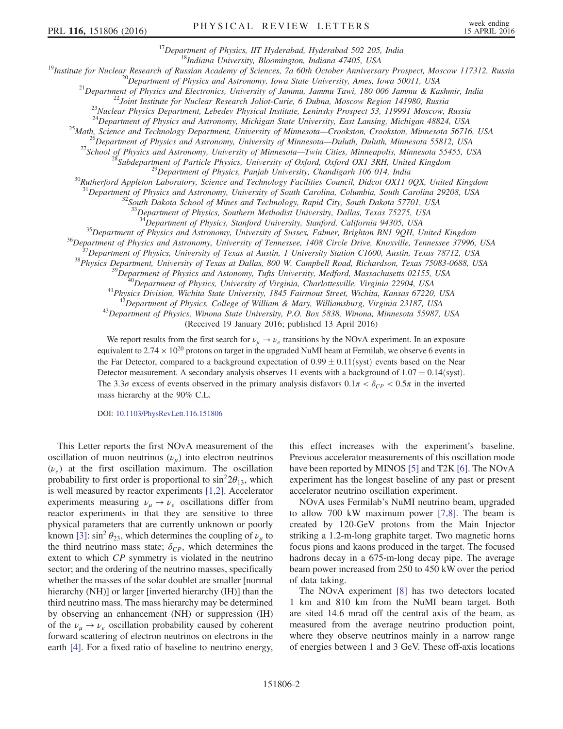[17]Department of Physics, IIT Hyderabad, Hyderabad 502 205, India
[18]Indiana University, Bloomington, Indiana 47405, USA
[19]Institute for Nuclear Research of Russian Academy of Sciences, 7a 60th October Anniversary Prospect, Moscow 117312, Russia
[20]Department of Physics and Astronomy, Iowa State University, Ames, Iowa 50011, USA
[21]Department of Physics and Electronics, University of Jammu, Jammu Tawi, 180 006 Jammu & Kashmir, India
[22]Joint Institute for Nuclear Research Joliot-Curie, 6 Dubna, Moscow Region 141980, Russia
[23]Nuclear Physics Department, Lebedev Physical Institute, Leninsky Prospect 53, 119991 Moscow, Russia
[24]Department of Physics and Astronomy, Michigan State University, East Lansing, Michigan 48824, USA
[25]Math, Science and Technology Department, University of Minnesota—Crookston, Crookston, Minnesota 56716, USA
[26]Department of Physics and Astronomy, University of Minnesota—Duluth, Duluth, Minnesota 55812, USA
[27]School of Physics and Astronomy, University of Minnesota—Twin Cities, Minneapolis, Minnesota 55455, USA
[28]Subdepartment of Particle Physics, University of Oxford, Oxford OX1 3RH, United Kingdom
[29]Department of Physics, Panjab University, Chandigarh 106 014, India
[30]Rutherford Appleton Laboratory, Science and Technology Facilities Council, Didcot OX11 0QX, United Kingdom
[31]Department of Physics and Astronomy, University of South Carolina, Columbia, South Carolina 29208, USA
[32]South Dakota School of Mines and Technology, Rapid City, South Dakota 57701, USA
[33]Department of Physics, Southern Methodist University, Dallas, Texas 75275, USA
[34]Department of Physics, Stanford University, Stanford, California 94305, USA
[35]Department of Physics and Astronomy, University of Sussex, Falmer, Brighton BN1 9QH, United Kingdom
[36]Department of Physics and Astronomy, University of Tennessee, 1408 Circle Drive, Knoxville, Tennessee 37996, USA
[37]Department of Physics, University of Texas at Austin, 1 University Station C1600, Austin, Texas 78712, USA
[38]Physics Department, University of Texas at Dallas, 800 W. Campbell Road, Richardson, Texas 75083-0688, USA
[39]Department of Physics and Astonomy, Tufts University, Medford, Massachusetts 02155, USA
[40]Department of Physics, University of Virginia, Charlottesville, Virginia 22904, USA
[41]Physics Division, Wichita State University, 1845 Fairmout Street, Wichita, Kansas 67220, USA
[42]Department of Physics, College of William & Mary, Williamsburg, Virginia 23187, USA
[43]Department of Physics, Winona State University, P.O. Box 5838, Winona, Minnesota 55987, USA

(Received 19 January 2016; published 13 April 2016)

We report results from the first search for $\nu_\mu \to \nu_e$ transitions by the NOvA experiment. In an exposure equivalent to $2.74 \times 10^{20}$ protons on target in the upgraded NuMI beam at Fermilab, we observe 6 events in the Far Detector, compared to a background expectation of $0.99 \pm 0.11(\mathrm{syst})$ events based on the Near Detector measurement. A secondary analysis observes 11 events with a background of $1.07 \pm 0.14(\mathrm{syst})$. The $3.3\sigma$ excess of events observed in the primary analysis disfavors $0.1\pi < \delta_{CP} < 0.5\pi$ in the inverted mass hierarchy at the 90% C.L.

DOI: 10.1103/PhysRevLett.116.151806

This Letter reports the first NOvA measurement of the oscillation of muon neutrinos ($\nu_\mu$) into electron neutrinos ($\nu_e$) at the first oscillation maximum. The oscillation probability to first order is proportional to $\sin^2 2\theta_{13}$, which is well measured by reactor experiments [1,2]. Accelerator experiments measuring $\nu_\mu \to \nu_e$ oscillations differ from reactor experiments in that they are sensitive to three physical parameters that are currently unknown or poorly known [3]: $\sin^2\theta_{23}$, which determines the coupling of $\nu_\mu$ to the third neutrino mass state; $\delta_{CP}$, which determines the extent to which $CP$ symmetry is violated in the neutrino sector; and the ordering of the neutrino masses, specifically whether the masses of the solar doublet are smaller [normal hierarchy (NH)] or larger [inverted hierarchy (IH)] than the third neutrino mass. The mass hierarchy may be determined by observing an enhancement (NH) or suppression (IH) of the $\nu_\mu \to \nu_e$ oscillation probability caused by coherent forward scattering of electron neutrinos on electrons in the earth [4]. For a fixed ratio of baseline to neutrino energy, this effect increases with the experiment's baseline. Previous accelerator measurements of this oscillation mode have been reported by MINOS [5] and T2K [6]. The NOvA experiment has the longest baseline of any past or present accelerator neutrino oscillation experiment.

NOvA uses Fermilab's NuMI neutrino beam, upgraded to allow 700 kW maximum power [7,8]. The beam is created by 120-GeV protons from the Main Injector striking a 1.2-m-long graphite target. Two magnetic horns focus pions and kaons produced in the target. The focused hadrons decay in a 675-m-long decay pipe. The average beam power increased from 250 to 450 kW over the period of data taking.

The NOvA experiment [8] has two detectors located 1 km and 810 km from the NuMI beam target. Both are sited 14.6 mrad off the central axis of the beam, as measured from the average neutrino production point, where they observe neutrinos mainly in a narrow range of energies between 1 and 3 GeV. These off-axis locations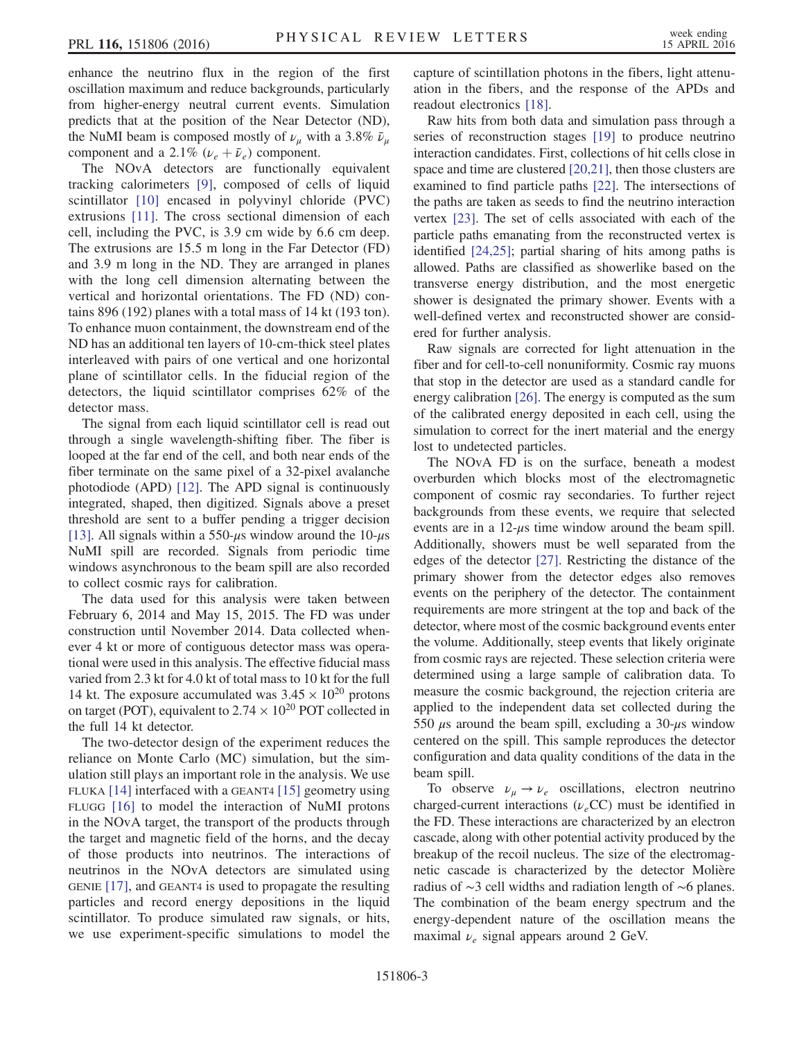enhance the neutrino flux in the region of the first oscillation maximum and reduce backgrounds, particularly from higher-energy neutral current events. Simulation predicts that at the position of the Near Detector (ND), the NuMI beam is composed mostly of $\nu_\mu$ with a 3.8% $\bar{\nu}_\mu$ component and a 2.1% ($\nu_e + \bar{\nu}_e$) component.

The NOvA detectors are functionally equivalent tracking calorimeters [9], composed of cells of liquid scintillator [10] encased in polyvinyl chloride (PVC) extrusions [11]. The cross sectional dimension of each cell, including the PVC, is 3.9 cm wide by 6.6 cm deep. The extrusions are 15.5 m long in the Far Detector (FD) and 3.9 m long in the ND. They are arranged in planes with the long cell dimension alternating between the vertical and horizontal orientations. The FD (ND) contains 896 (192) planes with a total mass of 14 kt (193 ton). To enhance muon containment, the downstream end of the ND has an additional ten layers of 10-cm-thick steel plates interleaved with pairs of one vertical and one horizontal plane of scintillator cells. In the fiducial region of the detectors, the liquid scintillator comprises 62% of the detector mass.

The signal from each liquid scintillator cell is read out through a single wavelength-shifting fiber. The fiber is looped at the far end of the cell, and both near ends of the fiber terminate on the same pixel of a 32-pixel avalanche photodiode (APD) [12]. The APD signal is continuously integrated, shaped, then digitized. Signals above a preset threshold are sent to a buffer pending a trigger decision [13]. All signals within a 550-$\mu$s window around the 10-$\mu$s NuMI spill are recorded. Signals from periodic time windows asynchronous to the beam spill are also recorded to collect cosmic rays for calibration.

The data used for this analysis were taken between February 6, 2014 and May 15, 2015. The FD was under construction until November 2014. Data collected whenever 4 kt or more of contiguous detector mass was operational were used in this analysis. The effective fiducial mass varied from 2.3 kt for 4.0 kt of total mass to 10 kt for the full 14 kt. The exposure accumulated was $3.45 \times 10^{20}$ protons on target (POT), equivalent to $2.74 \times 10^{20}$ POT collected in the full 14 kt detector.

The two-detector design of the experiment reduces the reliance on Monte Carlo (MC) simulation, but the simulation still plays an important role in the analysis. We use FLUKA [14] interfaced with a GEANT4 [15] geometry using FLUGG [16] to model the interaction of NuMI protons in the NOvA target, the transport of the products through the target and magnetic field of the horns, and the decay of those products into neutrinos. The interactions of neutrinos in the NOvA detectors are simulated using GENIE [17], and GEANT4 is used to propagate the resulting particles and record energy depositions in the liquid scintillator. To produce simulated raw signals, or hits, we use experiment-specific simulations to model the capture of scintillation photons in the fibers, light attenuation in the fibers, and the response of the APDs and readout electronics [18].

Raw hits from both data and simulation pass through a series of reconstruction stages [19] to produce neutrino interaction candidates. First, collections of hit cells close in space and time are clustered [20,21], then those clusters are examined to find particle paths [22]. The intersections of the paths are taken as seeds to find the neutrino interaction vertex [23]. The set of cells associated with each of the particle paths emanating from the reconstructed vertex is identified [24,25]; partial sharing of hits among paths is allowed. Paths are classified as showerlike based on the transverse energy distribution, and the most energetic shower is designated the primary shower. Events with a well-defined vertex and reconstructed shower are considered for further analysis.

Raw signals are corrected for light attenuation in the fiber and for cell-to-cell nonuniformity. Cosmic ray muons that stop in the detector are used as a standard candle for energy calibration [26]. The energy is computed as the sum of the calibrated energy deposited in each cell, using the simulation to correct for the inert material and the energy lost to undetected particles.

The NOvA FD is on the surface, beneath a modest overburden which blocks most of the electromagnetic component of cosmic ray secondaries. To further reject backgrounds from these events, we require that selected events are in a 12-$\mu$s time window around the beam spill. Additionally, showers must be well separated from the edges of the detector [27]. Restricting the distance of the primary shower from the detector edges also removes events on the periphery of the detector. The containment requirements are more stringent at the top and back of the detector, where most of the cosmic background events enter the volume. Additionally, steep events that likely originate from cosmic rays are rejected. These selection criteria were determined using a large sample of calibration data. To measure the cosmic background, the rejection criteria are applied to the independent data set collected during the 550 $\mu$s around the beam spill, excluding a 30-$\mu$s window centered on the spill. This sample reproduces the detector configuration and data quality conditions of the data in the beam spill.

To observe $\nu_\mu \to \nu_e$ oscillations, electron neutrino charged-current interactions ($\nu_e$CC) must be identified in the FD. These interactions are characterized by an electron cascade, along with other potential activity produced by the breakup of the recoil nucleus. The size of the electromagnetic cascade is characterized by the detector Molière radius of $\sim$3 cell widths and radiation length of $\sim$6 planes. The combination of the beam energy spectrum and the energy-dependent nature of the oscillation means the maximal $\nu_e$ signal appears around 2 GeV.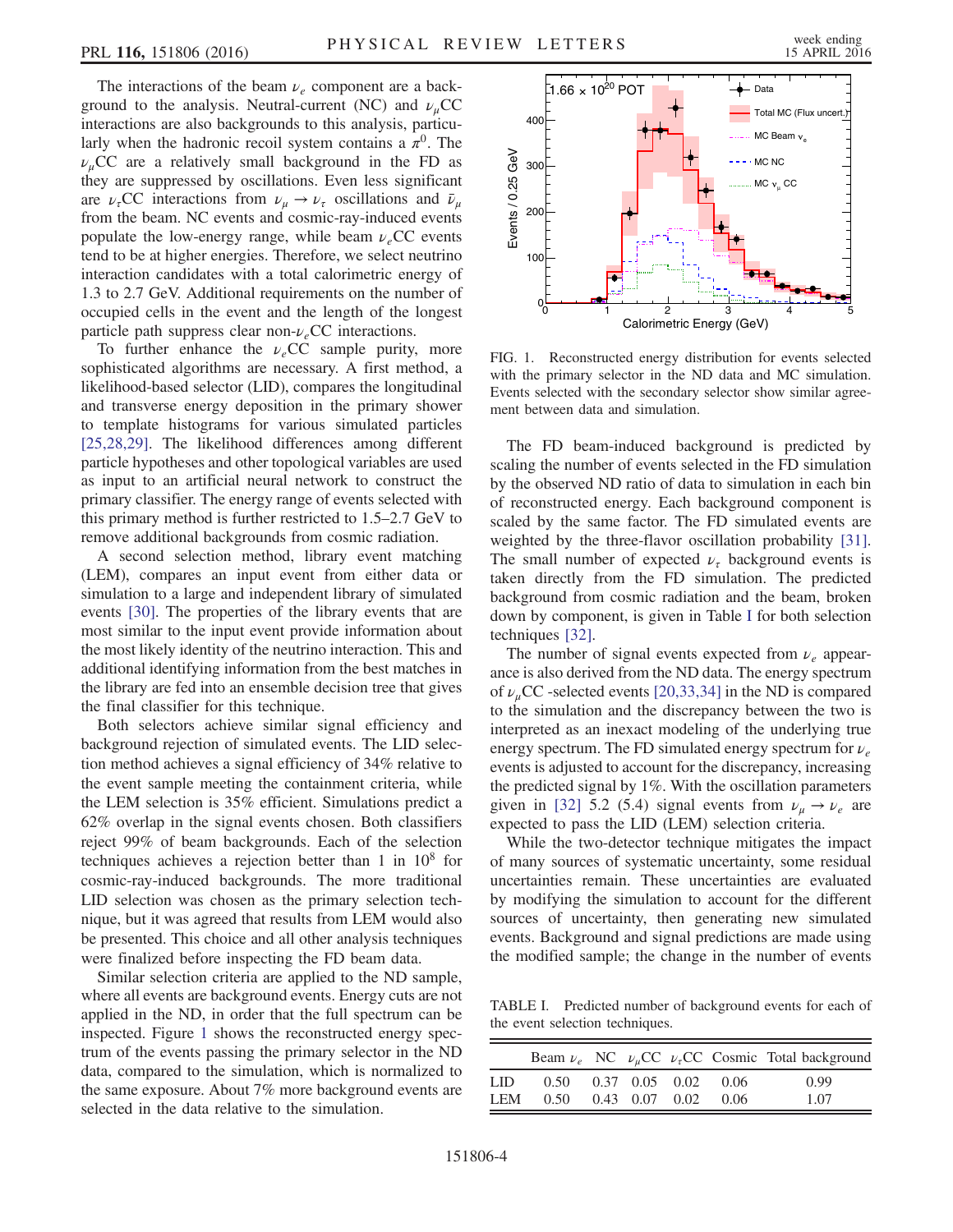The interactions of the beam $\nu_e$ component are a background to the analysis. Neutral-current (NC) and $\nu_\mu$CC interactions are also backgrounds to this analysis, particularly when the hadronic recoil system contains a $\pi^0$. The $\nu_\mu$CC are a relatively small background in the FD as they are suppressed by oscillations. Even less significant are $\nu_\tau$CC interactions from $\nu_\mu \to \nu_\tau$ oscillations and $\bar{\nu}_\mu$ from the beam. NC events and cosmic-ray-induced events populate the low-energy range, while beam $\nu_e$CC events tend to be at higher energies. Therefore, we select neutrino interaction candidates with a total calorimetric energy of 1.3 to 2.7 GeV. Additional requirements on the number of occupied cells in the event and the length of the longest particle path suppress clear non-$\nu_e$CC interactions.

To further enhance the $\nu_e$CC sample purity, more sophisticated algorithms are necessary. A first method, a likelihood-based selector (LID), compares the longitudinal and transverse energy deposition in the primary shower to template histograms for various simulated particles [25,28,29]. The likelihood differences among different particle hypotheses and other topological variables are used as input to an artificial neural network to construct the primary classifier. The energy range of events selected with this primary method is further restricted to 1.5–2.7 GeV to remove additional backgrounds from cosmic radiation.

A second selection method, library event matching (LEM), compares an input event from either data or simulation to a large and independent library of simulated events [30]. The properties of the library events that are most similar to the input event provide information about the most likely identity of the neutrino interaction. This and additional identifying information from the best matches in the library are fed into an ensemble decision tree that gives the final classifier for this technique.

Both selectors achieve similar signal efficiency and background rejection of simulated events. The LID selection method achieves a signal efficiency of 34% relative to the sample meeting the containment criteria, while the LEM selection is 35% efficient. Simulations predict a 62% overlap in the signal events chosen. Both classifiers reject 99% of beam backgrounds. Each of the selection techniques achieves a rejection better than 1 in $10^8$ for cosmic-ray-induced backgrounds. The more traditional LID selection was chosen as the primary selection technique, but it was agreed that results from LEM would also be presented. This choice and all other analysis techniques were finalized before inspecting the FD beam data.

Similar selection criteria are applied to the ND sample, where all events are background events. Energy cuts are not applied in the ND, in order that the full spectrum can be inspected. Figure 1 shows the reconstructed energy spectrum of the events passing the primary selector in the ND data, compared to the simulation, which is normalized to the same exposure. About 7% more background events are selected in the data relative to the simulation.

FIG. 1. Reconstructed energy distribution for events selected with the primary selector in the ND data and MC simulation. Events selected with the secondary selector show similar agreement between data and simulation.

The FD beam-induced background is predicted by scaling the number of events selected in the FD simulation by the observed ND ratio of data to simulation in each bin of reconstructed energy. Each background component is scaled by the same factor. The FD simulated events are weighted by the three-flavor oscillation probability [31]. The small number of expected $\nu_\tau$ background events is taken directly from the FD simulation. The predicted background from cosmic radiation and the beam, broken down by component, is given in Table I for both selection techniques [32].

The number of signal events expected from $\nu_e$ appearance is also derived from the ND data. The energy spectrum of $\nu_\mu$CC -selected events [20,33,34] in the ND is compared to the simulation and the discrepancy between the two is interpreted as an inexact modeling of the underlying true energy spectrum. The FD simulated energy spectrum for $\nu_e$ events is adjusted to account for the discrepancy, increasing the predicted signal by 1%. With the oscillation parameters given in [32] 5.2 (5.4) signal events from $\nu_\mu \to \nu_e$ are expected to pass the LID (LEM) selection criteria.

While the two-detector technique mitigates the impact of many sources of systematic uncertainty, some residual uncertainties remain. These uncertainties are evaluated by modifying the simulation to account for the different sources of uncertainty, then generating new simulated events. Background and signal predictions are made using the modified sample; the change in the number of events

TABLE I. Predicted number of background events for each of the event selection techniques.

| | Beam $\nu_e$ | NC | $\nu_\mu$CC | $\nu_\tau$CC | Cosmic | Total background |
|---|---|---|---|---|---|---|
| LID | 0.50 | 0.37 | 0.05 | 0.02 | 0.06 | 0.99 |
| LEM | 0.50 | 0.43 | 0.07 | 0.02 | 0.06 | 1.07 |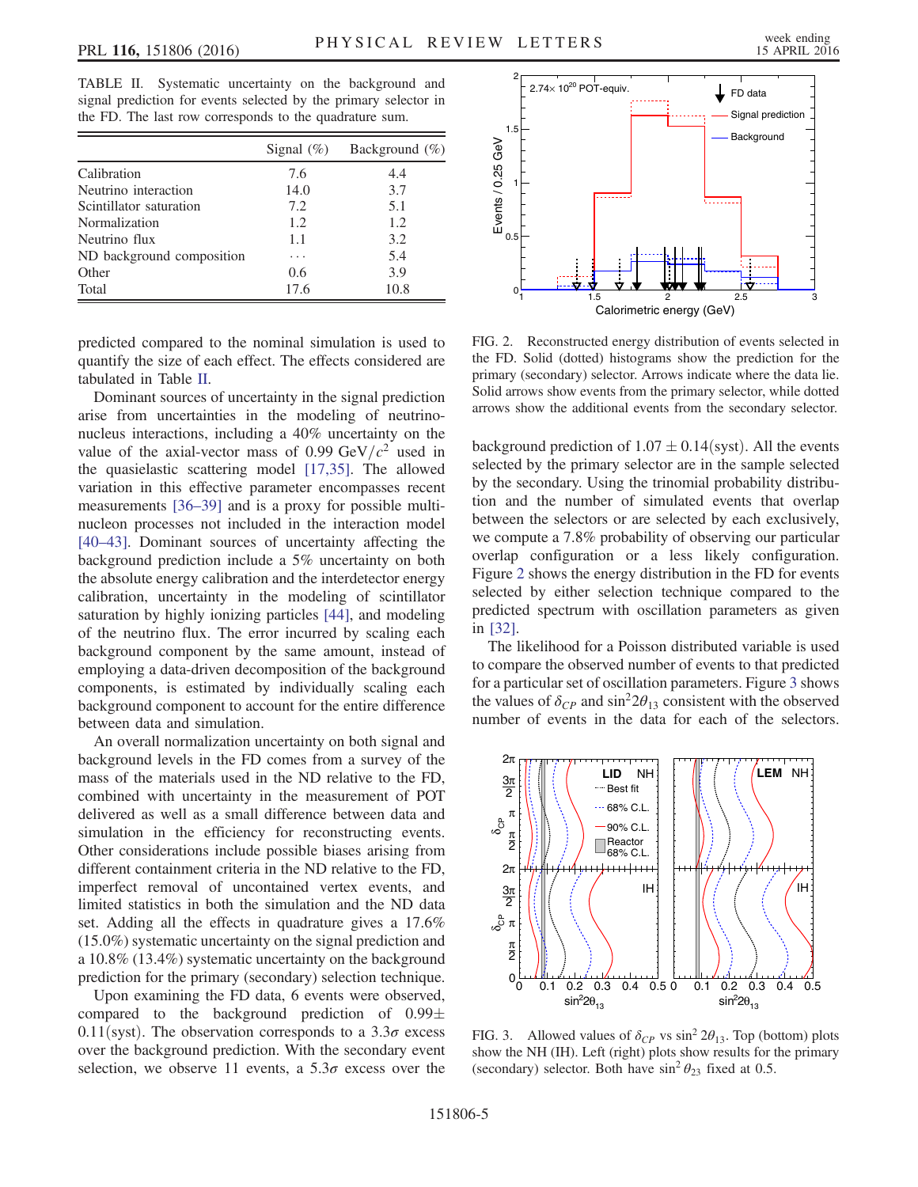TABLE II. Systematic uncertainty on the background and signal prediction for events selected by the primary selector in the FD. The last row corresponds to the quadrature sum.

| | Signal (%) | Background (%) |
|---|---|---|
| Calibration | 7.6 | 4.4 |
| Neutrino interaction | 14.0 | 3.7 |
| Scintillator saturation | 7.2 | 5.1 |
| Normalization | 1.2 | 1.2 |
| Neutrino flux | 1.1 | 3.2 |
| ND background composition | ⋯ | 5.4 |
| Other | 0.6 | 3.9 |
| Total | 17.6 | 10.8 |

predicted compared to the nominal simulation is used to quantify the size of each effect. The effects considered are tabulated in Table II.

Dominant sources of uncertainty in the signal prediction arise from uncertainties in the modeling of neutrino-nucleus interactions, including a 40% uncertainty on the value of the axial-vector mass of 0.99 $\mathrm{GeV}/c^2$ used in the quasielastic scattering model [17,35]. The allowed variation in this effective parameter encompasses recent measurements [36–39] and is a proxy for possible multinucleon processes not included in the interaction model [40–43]. Dominant sources of uncertainty affecting the background prediction include a 5% uncertainty on both the absolute energy calibration and the interdetector energy calibration, uncertainty in the modeling of scintillator saturation by highly ionizing particles [44], and modeling of the neutrino flux. The error incurred by scaling each background component by the same amount, instead of employing a data-driven decomposition of the background components, is estimated by individually scaling each background component to account for the entire difference between data and simulation.

An overall normalization uncertainty on both signal and background levels in the FD comes from a survey of the mass of the materials used in the ND relative to the FD, combined with uncertainty in the measurement of POT delivered as well as a small difference between data and simulation in the efficiency for reconstructing events. Other considerations include possible biases arising from different containment criteria in the ND relative to the FD, imperfect removal of uncontained vertex events, and limited statistics in both the simulation and the ND data set. Adding all the effects in quadrature gives a 17.6% (15.0%) systematic uncertainty on the signal prediction and a 10.8% (13.4%) systematic uncertainty on the background prediction for the primary (secondary) selection technique.

Upon examining the FD data, 6 events were observed, compared to the background prediction of $0.99 \pm 0.11(\mathrm{syst})$. The observation corresponds to a $3.3\sigma$ excess over the background prediction. With the secondary event selection, we observe 11 events, a $5.3\sigma$ excess over the background prediction of $1.07 \pm 0.14(\mathrm{syst})$. All the events selected by the primary selector are in the sample selected by the secondary. Using the trinomial probability distribution and the number of simulated events that overlap between the selectors or are selected by each exclusively, we compute a 7.8% probability of observing our particular overlap configuration or a less likely configuration. Figure 2 shows the energy distribution in the FD for events selected by either selection technique compared to the predicted spectrum with oscillation parameters as given in [32].

FIG. 2. Reconstructed energy distribution of events selected in the FD. Solid (dotted) histograms show the prediction for the primary (secondary) selector. Arrows indicate where the data lie. Solid arrows show events from the primary selector, while dotted arrows show the additional events from the secondary selector.

The likelihood for a Poisson distributed variable is used to compare the observed number of events to that predicted for a particular set of oscillation parameters. Figure 3 shows the values of $\delta_{CP}$ and $\sin^2 2\theta_{13}$ consistent with the observed number of events in the data for each of the selectors.

FIG. 3. Allowed values of $\delta_{CP}$ vs $\sin^2 2\theta_{13}$. Top (bottom) plots show the NH (IH). Left (right) plots show results for the primary (secondary) selector. Both have $\sin^2 \theta_{23}$ fixed at 0.5.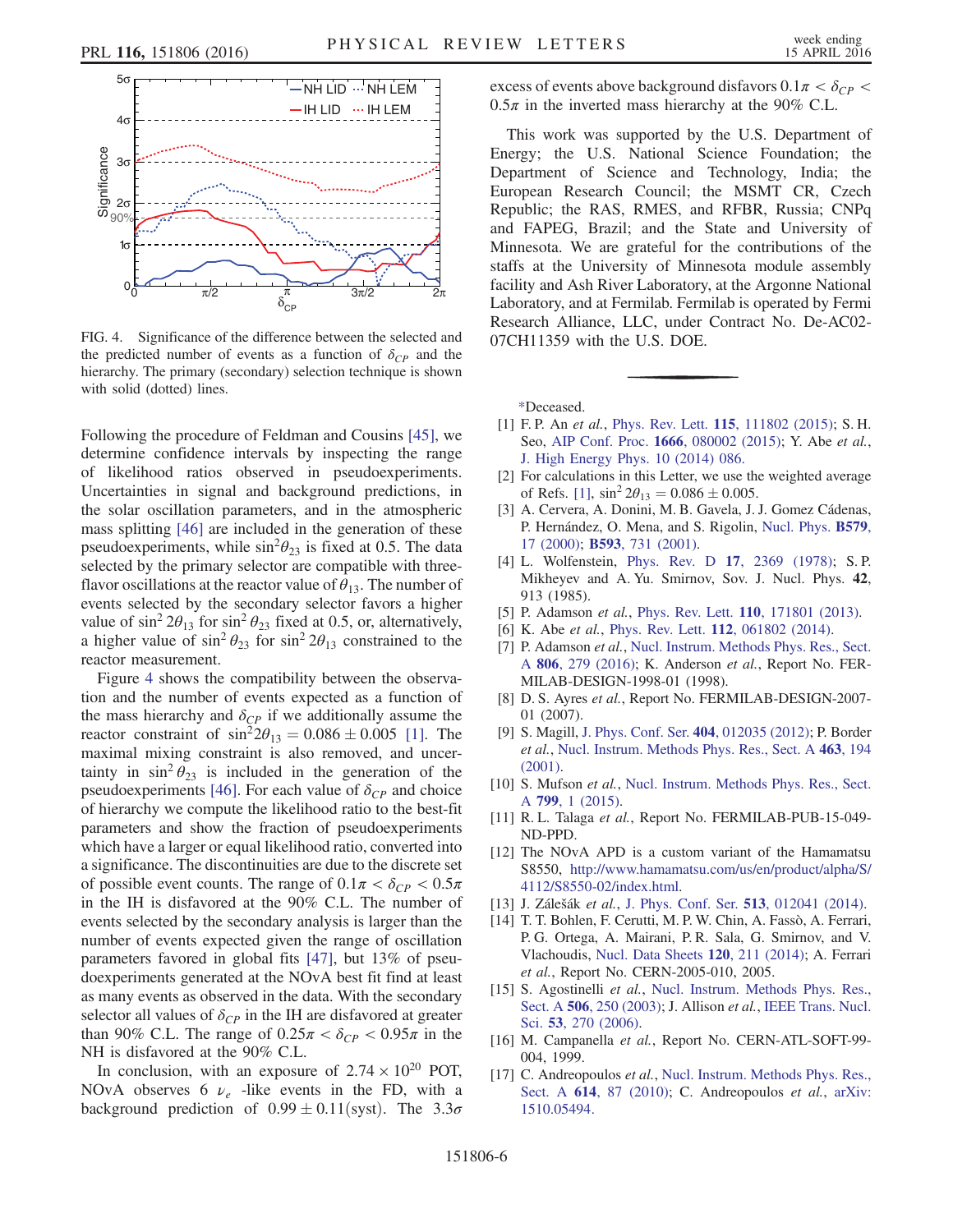FIG. 4. Significance of the difference between the selected and the predicted number of events as a function of $\delta_{CP}$ and the hierarchy. The primary (secondary) selection technique is shown with solid (dotted) lines.

Following the procedure of Feldman and Cousins [45], we determine confidence intervals by inspecting the range of likelihood ratios observed in pseudoexperiments. Uncertainties in signal and background predictions, in the solar oscillation parameters, and in the atmospheric mass splitting [46] are included in the generation of these pseudoexperiments, while $\sin^2\theta_{23}$ is fixed at 0.5. The data selected by the primary selector are compatible with three-flavor oscillations at the reactor value of $\theta_{13}$. The number of events selected by the secondary selector favors a higher value of $\sin^2 2\theta_{13}$ for $\sin^2\theta_{23}$ fixed at 0.5, or, alternatively, a higher value of $\sin^2\theta_{23}$ for $\sin^2 2\theta_{13}$ constrained to the reactor measurement.

Figure 4 shows the compatibility between the observation and the number of events expected as a function of the mass hierarchy and $\delta_{CP}$ if we additionally assume the reactor constraint of $\sin^2 2\theta_{13} = 0.086 \pm 0.005$ [1]. The maximal mixing constraint is also removed, and uncertainty in $\sin^2\theta_{23}$ is included in the generation of the pseudoexperiments [46]. For each value of $\delta_{CP}$ and choice of hierarchy we compute the likelihood ratio to the best-fit parameters and show the fraction of pseudoexperiments which have a larger or equal likelihood ratio, converted into a significance. The discontinuities are due to the discrete set of possible event counts. The range of $0.1\pi < \delta_{CP} < 0.5\pi$ in the IH is disfavored at the 90% C.L. The number of events selected by the secondary analysis is larger than the number of events expected given the range of oscillation parameters favored in global fits [47], but 13% of pseudoexperiments generated at the NOvA best fit find at least as many events as observed in the data. With the secondary selector all values of $\delta_{CP}$ in the IH are disfavored at greater than 90% C.L. The range of $0.25\pi < \delta_{CP} < 0.95\pi$ in the NH is disfavored at the 90% C.L.

In conclusion, with an exposure of $2.74 \times 10^{20}$ POT, NOvA observes 6 $\nu_e$ -like events in the FD, with a background prediction of $0.99 \pm 0.11(\text{syst})$. The $3.3\sigma$ excess of events above background disfavors $0.1\pi < \delta_{CP} < 0.5\pi$ in the inverted mass hierarchy at the 90% C.L.

This work was supported by the U.S. Department of Energy; the U.S. National Science Foundation; the Department of Science and Technology, India; the European Research Council; the MSMT CR, Czech Republic; the RAS, RMES, and RFBR, Russia; CNPq and FAPEG, Brazil; and the State and University of Minnesota. We are grateful for the contributions of the staffs at the University of Minnesota module assembly facility and Ash River Laboratory, at the Argonne National Laboratory, and at Fermilab. Fermilab is operated by Fermi Research Alliance, LLC, under Contract No. De-AC02-07CH11359 with the U.S. DOE.

*Deceased.

[1] F. P. An *et al.*, Phys. Rev. Lett. **115**, 111802 (2015); S. H. Seo, AIP Conf. Proc. **1666**, 080002 (2015); Y. Abe *et al.*, J. High Energy Phys. 10 (2014) 086.

[2] For calculations in this Letter, we use the weighted average of Refs. [1], $\sin^2 2\theta_{13} = 0.086 \pm 0.005$.

[3] A. Cervera, A. Donini, M. B. Gavela, J. J. Gomez Cádenas, P. Hernández, O. Mena, and S. Rigolin, Nucl. Phys. **B579**, 17 (2000); **B593**, 731 (2001).

[4] L. Wolfenstein, Phys. Rev. D **17**, 2369 (1978); S. P. Mikheyev and A. Yu. Smirnov, Sov. J. Nucl. Phys. **42**, 913 (1985).

[5] P. Adamson *et al.*, Phys. Rev. Lett. **110**, 171801 (2013).

[6] K. Abe *et al.*, Phys. Rev. Lett. **112**, 061802 (2014).

[7] P. Adamson *et al.*, Nucl. Instrum. Methods Phys. Res., Sect. A **806**, 279 (2016); K. Anderson *et al.*, Report No. FERMILAB-DESIGN-1998-01 (1998).

[8] D. S. Ayres *et al.*, Report No. FERMILAB-DESIGN-2007-01 (2007).

[9] S. Magill, J. Phys. Conf. Ser. **404**, 012035 (2012); P. Border *et al.*, Nucl. Instrum. Methods Phys. Res., Sect. A **463**, 194 (2001).

[10] S. Mufson *et al.*, Nucl. Instrum. Methods Phys. Res., Sect. A **799**, 1 (2015).

[11] R. L. Talaga *et al.*, Report No. FERMILAB-PUB-15-049-ND-PPD.

[12] The NOvA APD is a custom variant of the Hamamatsu S8550, http://www.hamamatsu.com/us/en/product/alpha/S/4112/S8550-02/index.html.

[13] J. Zálešák *et al.*, J. Phys. Conf. Ser. **513**, 012041 (2014).

[14] T. T. Bohlen, F. Cerutti, M. P. W. Chin, A. Fassò, A. Ferrari, P. G. Ortega, A. Mairani, P. R. Sala, G. Smirnov, and V. Vlachoudis, Nucl. Data Sheets **120**, 211 (2014); A. Ferrari *et al.*, Report No. CERN-2005-010, 2005.

[15] S. Agostinelli *et al.*, Nucl. Instrum. Methods Phys. Res., Sect. A **506**, 250 (2003); J. Allison *et al.*, IEEE Trans. Nucl. Sci. **53**, 270 (2006).

[16] M. Campanella *et al.*, Report No. CERN-ATL-SOFT-99-004, 1999.

[17] C. Andreopoulos *et al.*, Nucl. Instrum. Methods Phys. Res., Sect. A **614**, 87 (2010); C. Andreopoulos *et al.*, arXiv:1510.05494.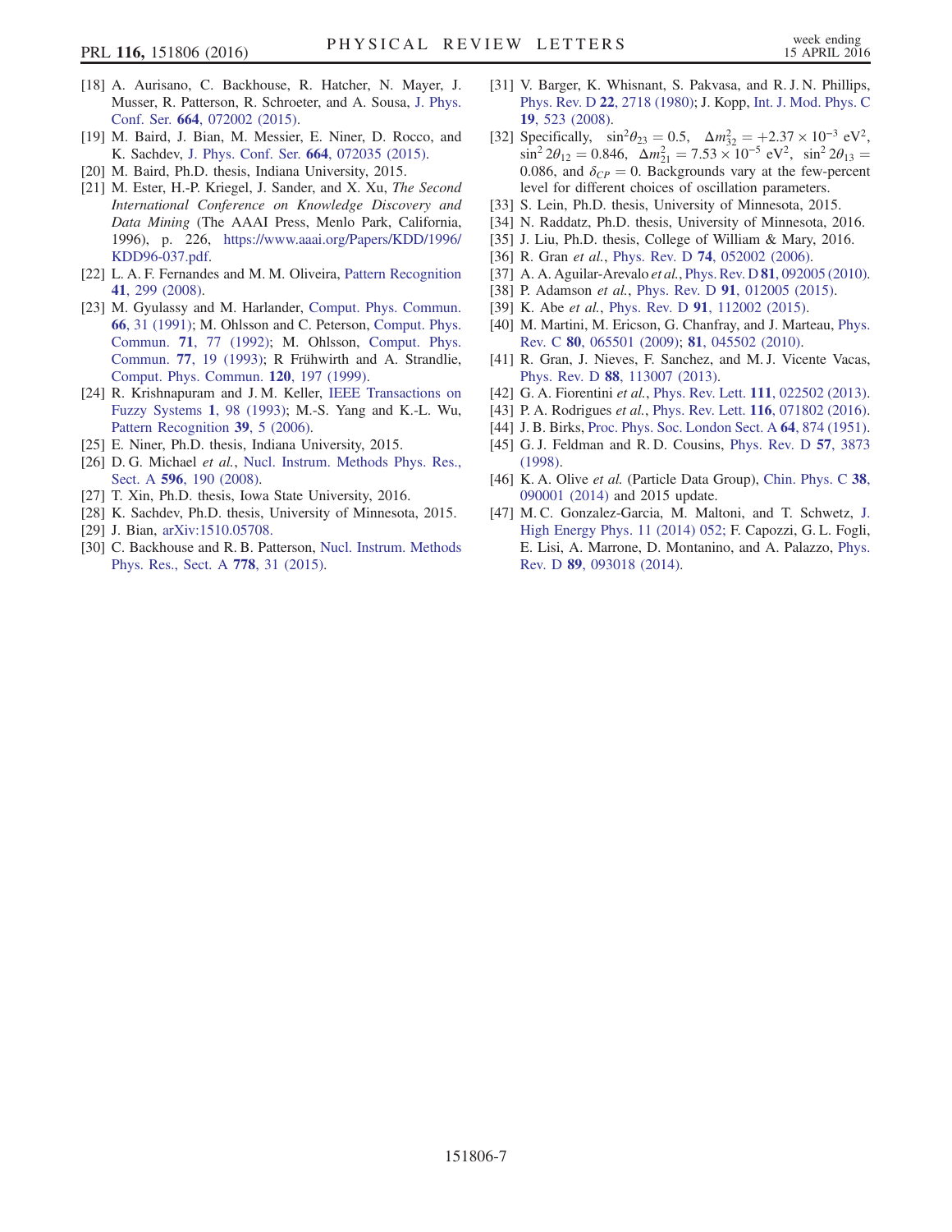[18] A. Aurisano, C. Backhouse, R. Hatcher, N. Mayer, J. Musser, R. Patterson, R. Schroeter, and A. Sousa, J. Phys. Conf. Ser. **664**, 072002 (2015).

[19] M. Baird, J. Bian, M. Messier, E. Niner, D. Rocco, and K. Sachdev, J. Phys. Conf. Ser. **664**, 072035 (2015).

[20] M. Baird, Ph.D. thesis, Indiana University, 2015.

[21] M. Ester, H.-P. Kriegel, J. Sander, and X. Xu, *The Second International Conference on Knowledge Discovery and Data Mining* (The AAAI Press, Menlo Park, California, 1996), p. 226, https://www.aaai.org/Papers/KDD/1996/KDD96-037.pdf.

[22] L. A. F. Fernandes and M. M. Oliveira, Pattern Recognition **41**, 299 (2008).

[23] M. Gyulassy and M. Harlander, Comput. Phys. Commun. **66**, 31 (1991); M. Ohlsson and C. Peterson, Comput. Phys. Commun. **71**, 77 (1992); M. Ohlsson, Comput. Phys. Commun. **77**, 19 (1993); R Frühwirth and A. Strandlie, Comput. Phys. Commun. **120**, 197 (1999).

[24] R. Krishnapuram and J. M. Keller, IEEE Transactions on Fuzzy Systems **1**, 98 (1993); M.-S. Yang and K.-L. Wu, Pattern Recognition **39**, 5 (2006).

[25] E. Niner, Ph.D. thesis, Indiana University, 2015.

[26] D. G. Michael *et al.*, Nucl. Instrum. Methods Phys. Res., Sect. A **596**, 190 (2008).

[27] T. Xin, Ph.D. thesis, Iowa State University, 2016.

[28] K. Sachdev, Ph.D. thesis, University of Minnesota, 2015.

[29] J. Bian, arXiv:1510.05708.

[30] C. Backhouse and R. B. Patterson, Nucl. Instrum. Methods Phys. Res., Sect. A **778**, 31 (2015).

[31] V. Barger, K. Whisnant, S. Pakvasa, and R. J. N. Phillips, Phys. Rev. D **22**, 2718 (1980); J. Kopp, Int. J. Mod. Phys. C **19**, 523 (2008).

[32] Specifically, $\sin^2\theta_{23} = 0.5$, $\Delta m^2_{32} = +2.37 \times 10^{-3}$ eV$^2$, $\sin^2 2\theta_{12} = 0.846$, $\Delta m^2_{21} = 7.53 \times 10^{-5}$ eV$^2$, $\sin^2 2\theta_{13} = 0.086$, and $\delta_{CP} = 0$. Backgrounds vary at the few-percent level for different choices of oscillation parameters.

[33] S. Lein, Ph.D. thesis, University of Minnesota, 2015.

[34] N. Raddatz, Ph.D. thesis, University of Minnesota, 2016.

[35] J. Liu, Ph.D. thesis, College of William & Mary, 2016.

[36] R. Gran *et al.*, Phys. Rev. D **74**, 052002 (2006).

[37] A. A. Aguilar-Arevalo *et al.*, Phys. Rev. D **81**, 092005 (2010).

[38] P. Adamson *et al.*, Phys. Rev. D **91**, 012005 (2015).

[39] K. Abe *et al.*, Phys. Rev. D **91**, 112002 (2015).

[40] M. Martini, M. Ericson, G. Chanfray, and J. Marteau, Phys. Rev. C **80**, 065501 (2009); **81**, 045502 (2010).

[41] R. Gran, J. Nieves, F. Sanchez, and M. J. Vicente Vacas, Phys. Rev. D **88**, 113007 (2013).

[42] G. A. Fiorentini *et al.*, Phys. Rev. Lett. **111**, 022502 (2013).

[43] P. A. Rodrigues *et al.*, Phys. Rev. Lett. **116**, 071802 (2016).

[44] J. B. Birks, Proc. Phys. Soc. London Sect. A **64**, 874 (1951).

[45] G. J. Feldman and R. D. Cousins, Phys. Rev. D **57**, 3873 (1998).

[46] K. A. Olive *et al.* (Particle Data Group), Chin. Phys. C **38**, 090001 (2014) and 2015 update.

[47] M. C. Gonzalez-Garcia, M. Maltoni, and T. Schwetz, J. High Energy Phys. 11 (2014) 052; F. Capozzi, G. L. Fogli, E. Lisi, A. Marrone, D. Montanino, and A. Palazzo, Phys. Rev. D **89**, 093018 (2014).